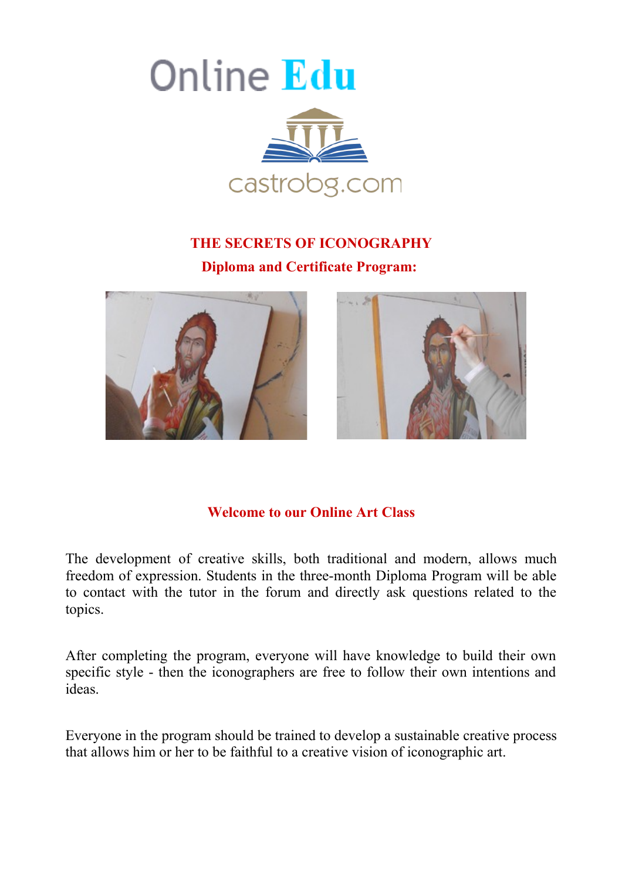Online Edu

castrobg.com

# THE SECRETS OF ICONOGRAPHY

## Diploma and Certificate Program:

## Welcome to our Online Art Class

The development of creative skills, both traditional and modern, allows much freedom of expression. Students in the three-month Diploma Program will be able to contact with the tutor in the forum and directly ask questions related to the topics.

After completing the program, everyone will have knowledge to build their own specific style - then the iconographers are free to follow their own intentions and ideas.

Everyone in the program should be trained to develop a sustainable creative process that allows him or her to be faithful to a creative vision of iconographic art.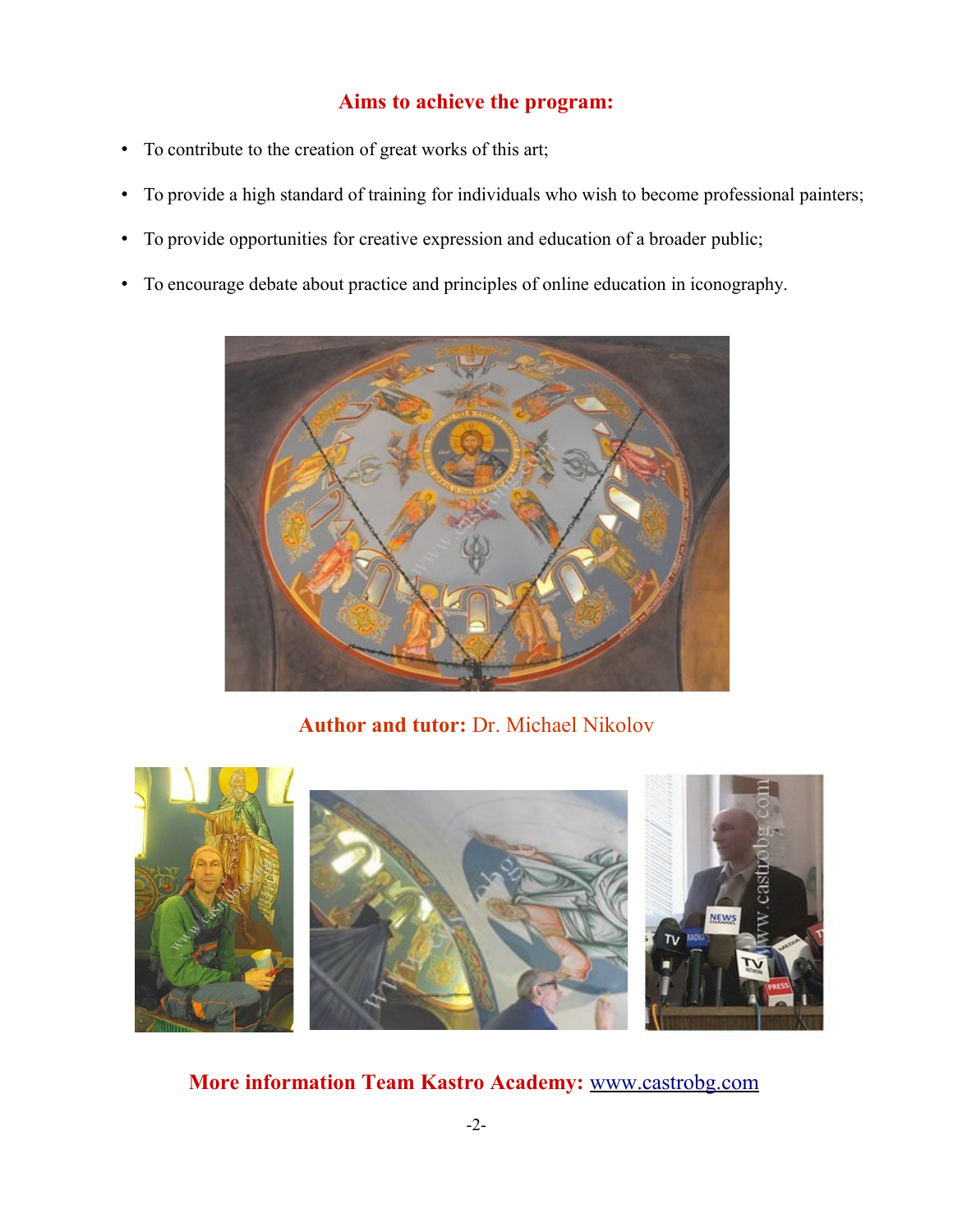## Aims to achieve the program:

- To contribute to the creation of great works of this art;
- To provide a high standard of training for individuals who wish to become professional painters;
- To provide opportunities for creative expression and education of a broader public;
- To encourage debate about practice and principles of online education in iconography.

**Author and tutor:** Dr. Michael Nikolov

**More information Team Kastro Academy:** [www.castrobg.com](http://www.castrobg.com)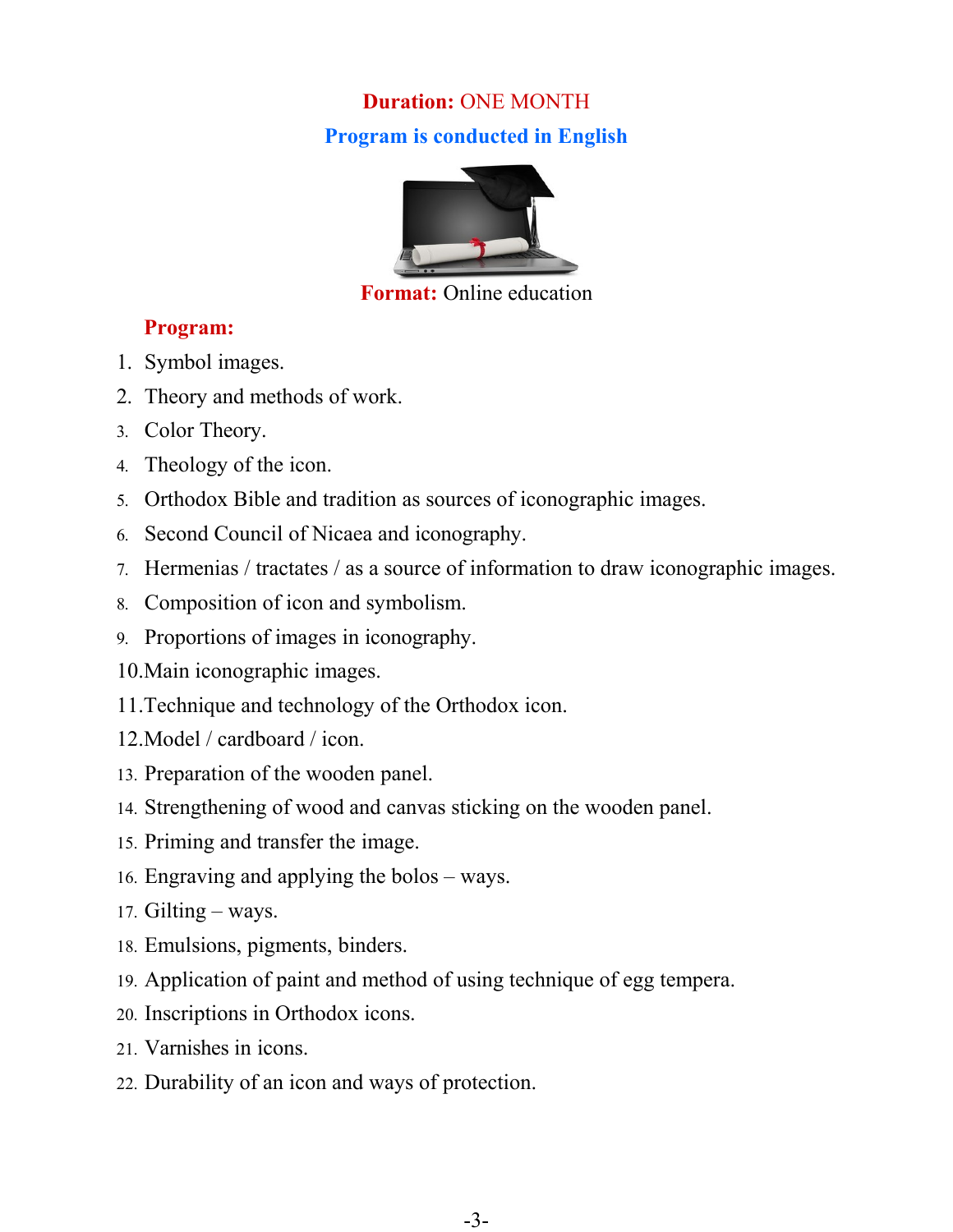**Duration:** ONE MONTH

**Program is conducted in English**

**Format:** Online education

**Program:**

1. Symbol images.
2. Theory and methods of work.
3. Color Theory.
4. Theology of the icon.
5. Orthodox Bible and tradition as sources of iconographic images.
6. Second Council of Nicaea and iconography.
7. Hermenias / tractates / as a source of information to draw iconographic images.
8. Composition of icon and symbolism.
9. Proportions of images in iconography.
10. Main iconographic images.
11. Technique and technology of the Orthodox icon.
12. Model / cardboard / icon.
13. Preparation of the wooden panel.
14. Strengthening of wood and canvas sticking on the wooden panel.
15. Priming and transfer the image.
16. Engraving and applying the bolos – ways.
17. Gilting – ways.
18. Emulsions, pigments, binders.
19. Application of paint and method of using technique of egg tempera.
20. Inscriptions in Orthodox icons.
21. Varnishes in icons.
22. Durability of an icon and ways of protection.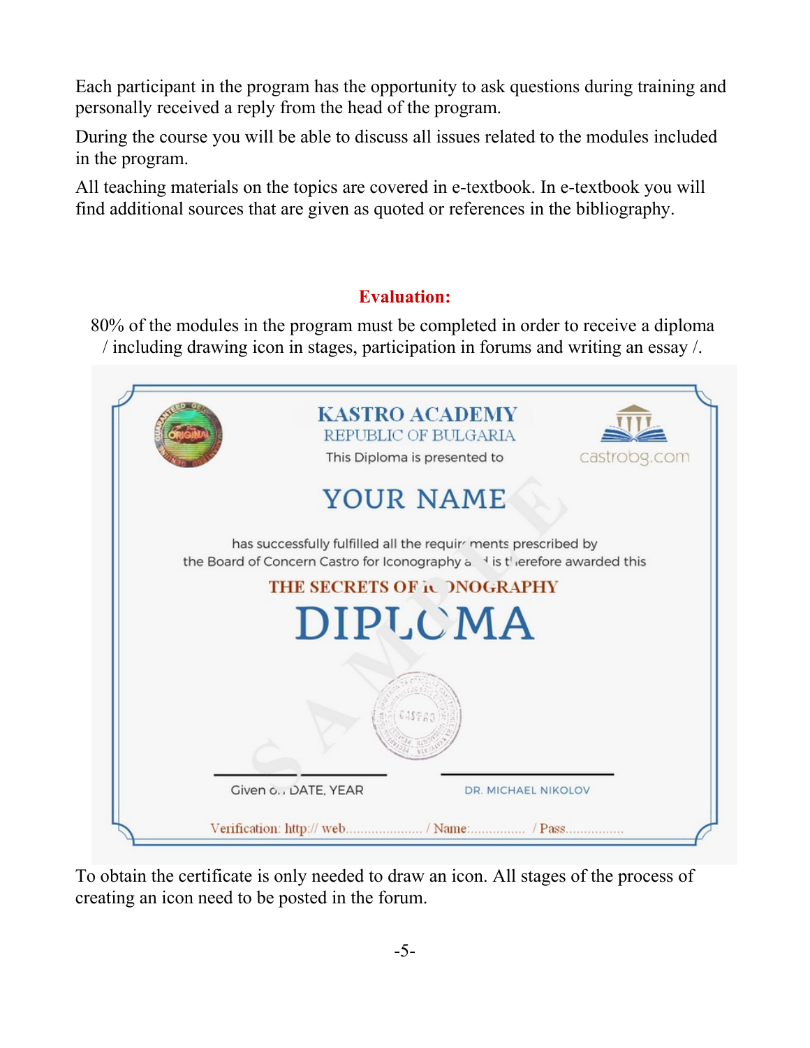Each participant in the program has the opportunity to ask questions during training and personally received a reply from the head of the program.

During the course you will be able to discuss all issues related to the modules included in the program.

All teaching materials on the topics are covered in e-textbook. In e-textbook you will find additional sources that are given as quoted or references in the bibliography.

## Evaluation:

80% of the modules in the program must be completed in order to receive a diploma / including drawing icon in stages, participation in forums and writing an essay /.

To obtain the certificate is only needed to draw an icon. All stages of the process of creating an icon need to be posted in the forum.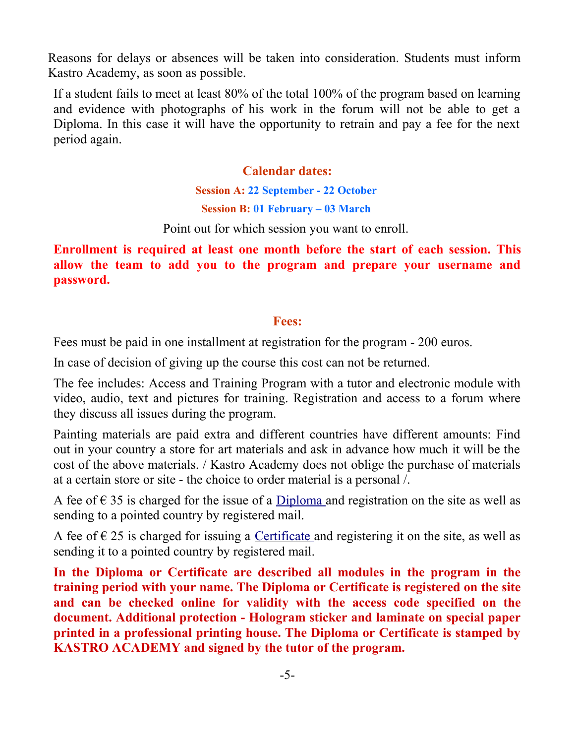Reasons for delays or absences will be taken into consideration. Students must inform Kastro Academy, as soon as possible.

If a student fails to meet at least 80% of the total 100% of the program based on learning and evidence with photographs of his work in the forum will not be able to get a Diploma. In this case it will have the opportunity to retrain and pay a fee for the next period again.

## Calendar dates:

**Session A: 22 September - 22 October**

**Session B: 01 February – 03 March**

Point out for which session you want to enroll.

**Enrollment is required at least one month before the start of each session. This allow the team to add you to the program and prepare your username and password.**

## Fees:

Fees must be paid in one installment at registration for the program - 200 euros.

In case of decision of giving up the course this cost can not be returned.

The fee includes: Access and Training Program with a tutor and electronic module with video, audio, text and pictures for training. Registration and access to a forum where they discuss all issues during the program.

Painting materials are paid extra and different countries have different amounts: Find out in your country a store for art materials and ask in advance how much it will be the cost of the above materials. / Kastro Academy does not oblige the purchase of materials at a certain store or site - the choice to order material is a personal /.

A fee of € 35 is charged for the issue of a Diploma and registration on the site as well as sending to a pointed country by registered mail.

A fee of € 25 is charged for issuing a Certificate and registering it on the site, as well as sending it to a pointed country by registered mail.

**In the Diploma or Certificate are described all modules in the program in the training period with your name. The Diploma or Certificate is registered on the site and can be checked online for validity with the access code specified on the document. Additional protection - Hologram sticker and laminate on special paper printed in a professional printing house. The Diploma or Certificate is stamped by KASTRO ACADEMY and signed by the tutor of the program.**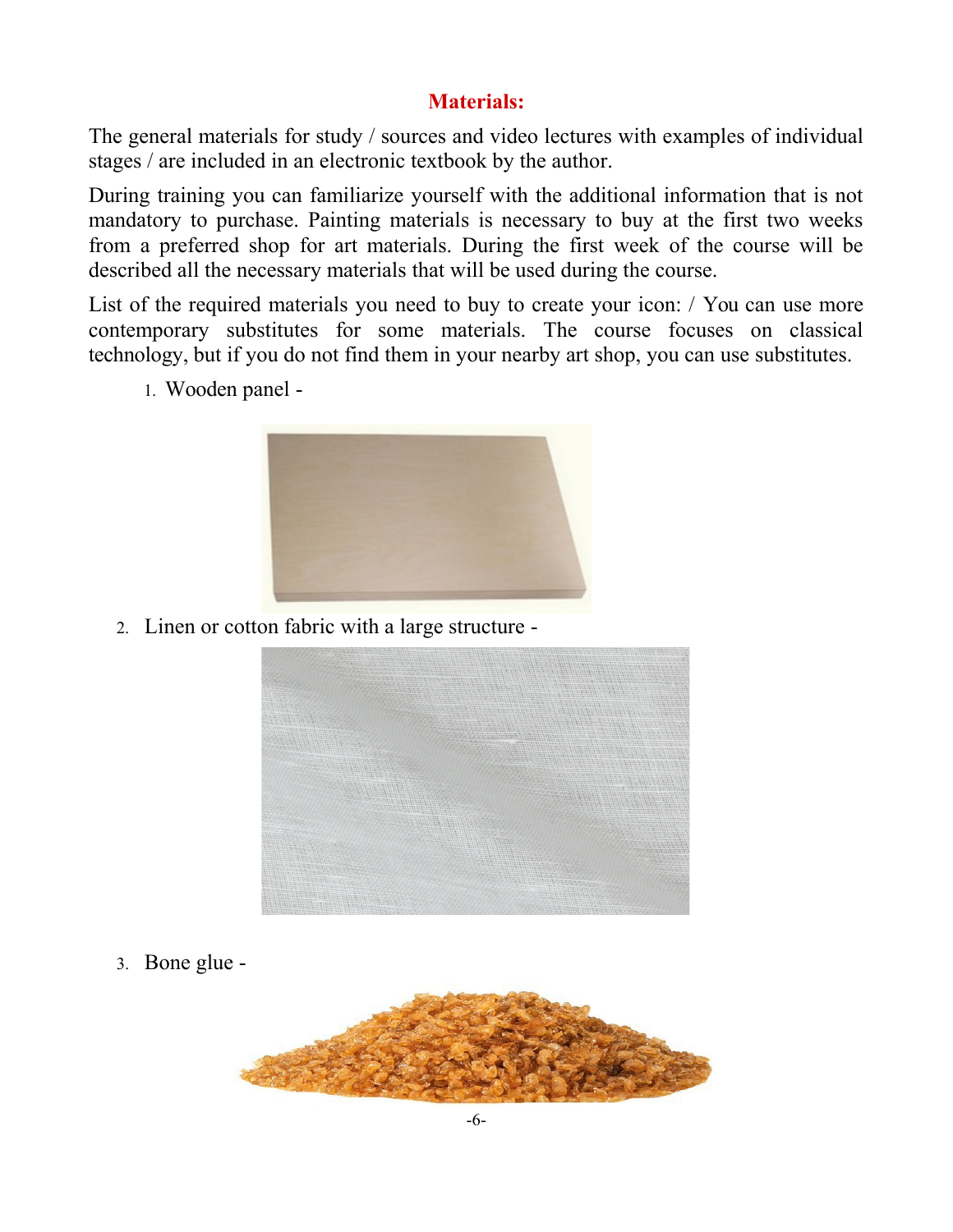## Materials:

The general materials for study / sources and video lectures with examples of individual stages / are included in an electronic textbook by the author.

During training you can familiarize yourself with the additional information that is not mandatory to purchase. Painting materials is necessary to buy at the first two weeks from a preferred shop for art materials. During the first week of the course will be described all the necessary materials that will be used during the course.

List of the required materials you need to buy to create your icon: / You can use more contemporary substitutes for some materials. The course focuses on classical technology, but if you do not find them in your nearby art shop, you can use substitutes.

1. Wooden panel -
2. Linen or cotton fabric with a large structure -
3. Bone glue -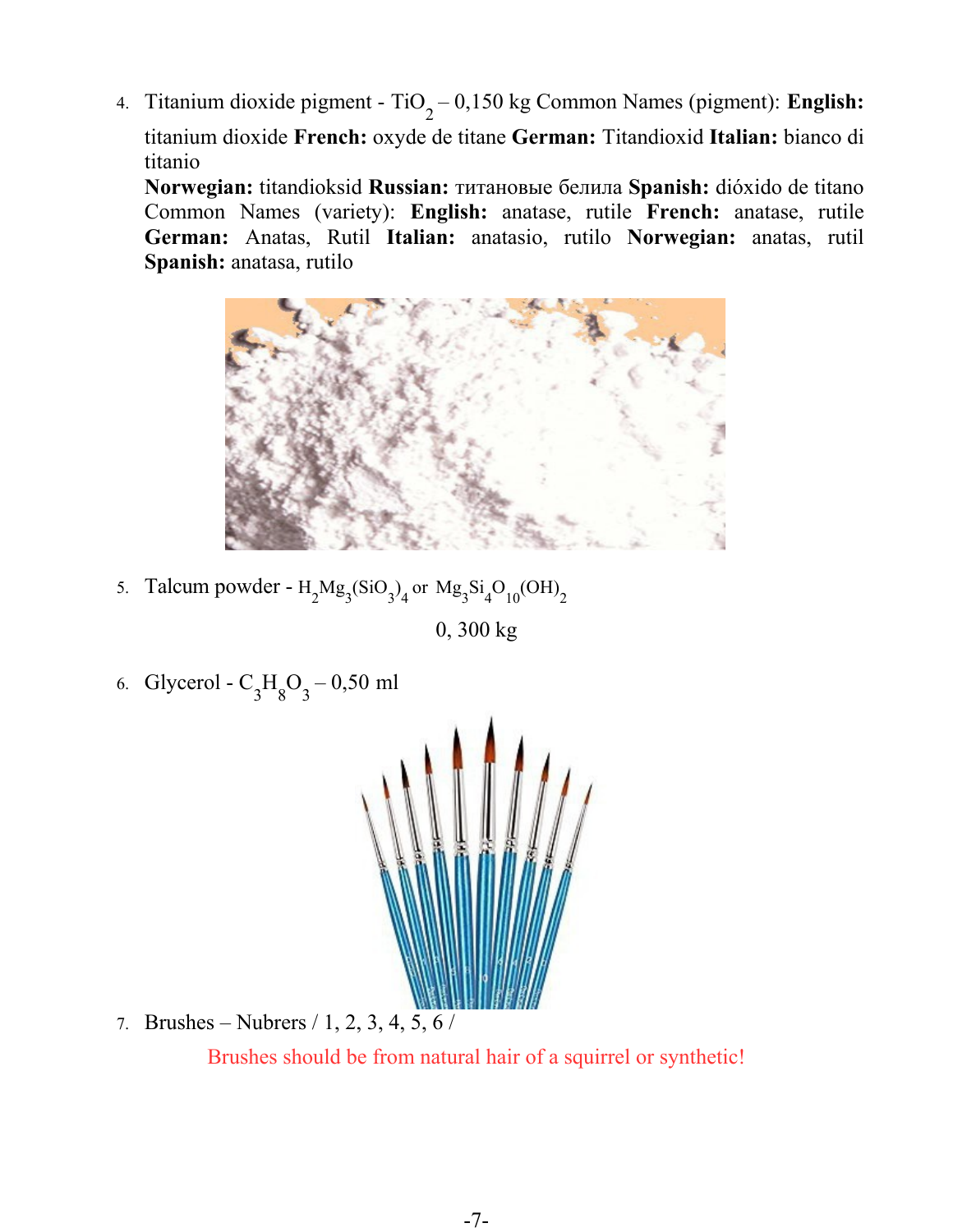4. Titanium dioxide pigment - $TiO_2$ – 0,150 kg Common Names (pigment): **English:** titanium dioxide **French:** oxyde de titane **German:** Titandioxid **Italian:** bianco di titanio
   **Norwegian:** titandioksid **Russian:** титановые белила **Spanish:** dióxido de titano Common Names (variety): **English:** anatase, rutile **French:** anatase, rutile **German:** Anatas, Rutil **Italian:** anatasio, rutilo **Norwegian:** anatas, rutil **Spanish:** anatasa, rutilo

5. Talcum powder - $H_2Mg_3(SiO_3)_4$ or $Mg_3Si_4O_{10}(OH)_2$

   0, 300 kg

6. Glycerol - $C_3H_8O_3$ – 0,50 ml

7. Brushes – Nubrers / 1, 2, 3, 4, 5, 6 /

   Brushes should be from natural hair of a squirrel or synthetic!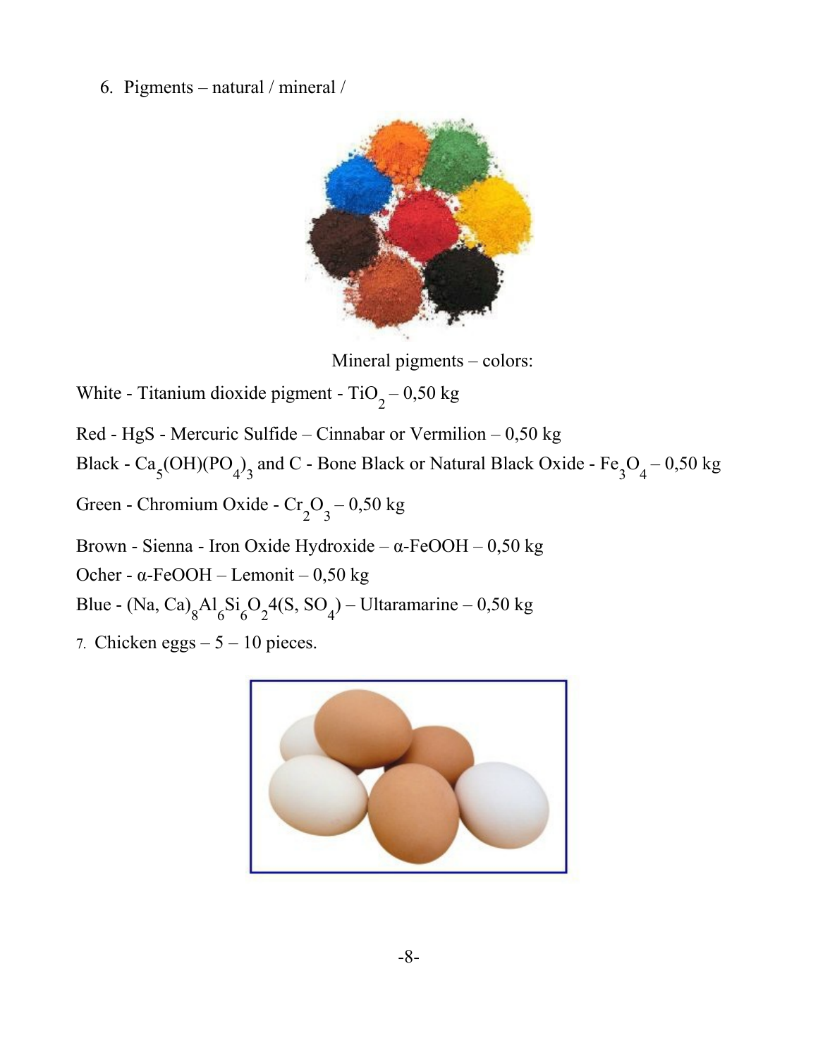6. Pigments – natural / mineral /

Mineral pigments – colors:

White - Titanium dioxide pigment - $TiO_2$ – 0,50 kg

Red - HgS - Mercuric Sulfide – Cinnabar or Vermilion – 0,50 kg

Black - $Ca_5(OH)(PO_4)_3$ and C - Bone Black or Natural Black Oxide - $Fe_3O_4$ – 0,50 kg

Green - Chromium Oxide - $Cr_2O_3$ – 0,50 kg

Brown - Sienna - Iron Oxide Hydroxide – α-FeOOH – 0,50 kg

Ocher - α-FeOOH – Lemonit – 0,50 kg

Blue - $(Na, Ca)_8Al_6Si_6O_24(S, SO_4)$ – Ultaramarine – 0,50 kg

7. Chicken eggs – 5 – 10 pieces.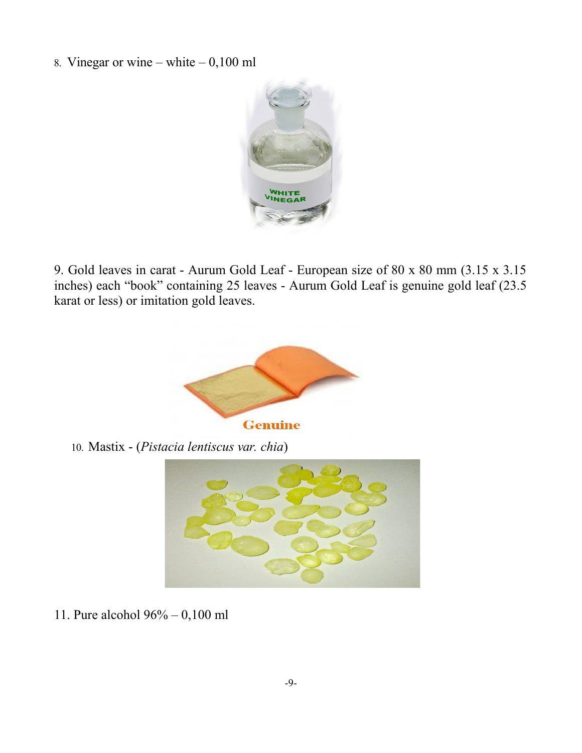8. Vinegar or wine – white – 0,100 ml

9. Gold leaves in carat - Aurum Gold Leaf - European size of 80 x 80 mm (3.15 x 3.15 inches) each "book" containing 25 leaves - Aurum Gold Leaf is genuine gold leaf (23.5 karat or less) or imitation gold leaves.

10. Mastix - (*Pistacia lentiscus var. chia*)

11. Pure alcohol 96% – 0,100 ml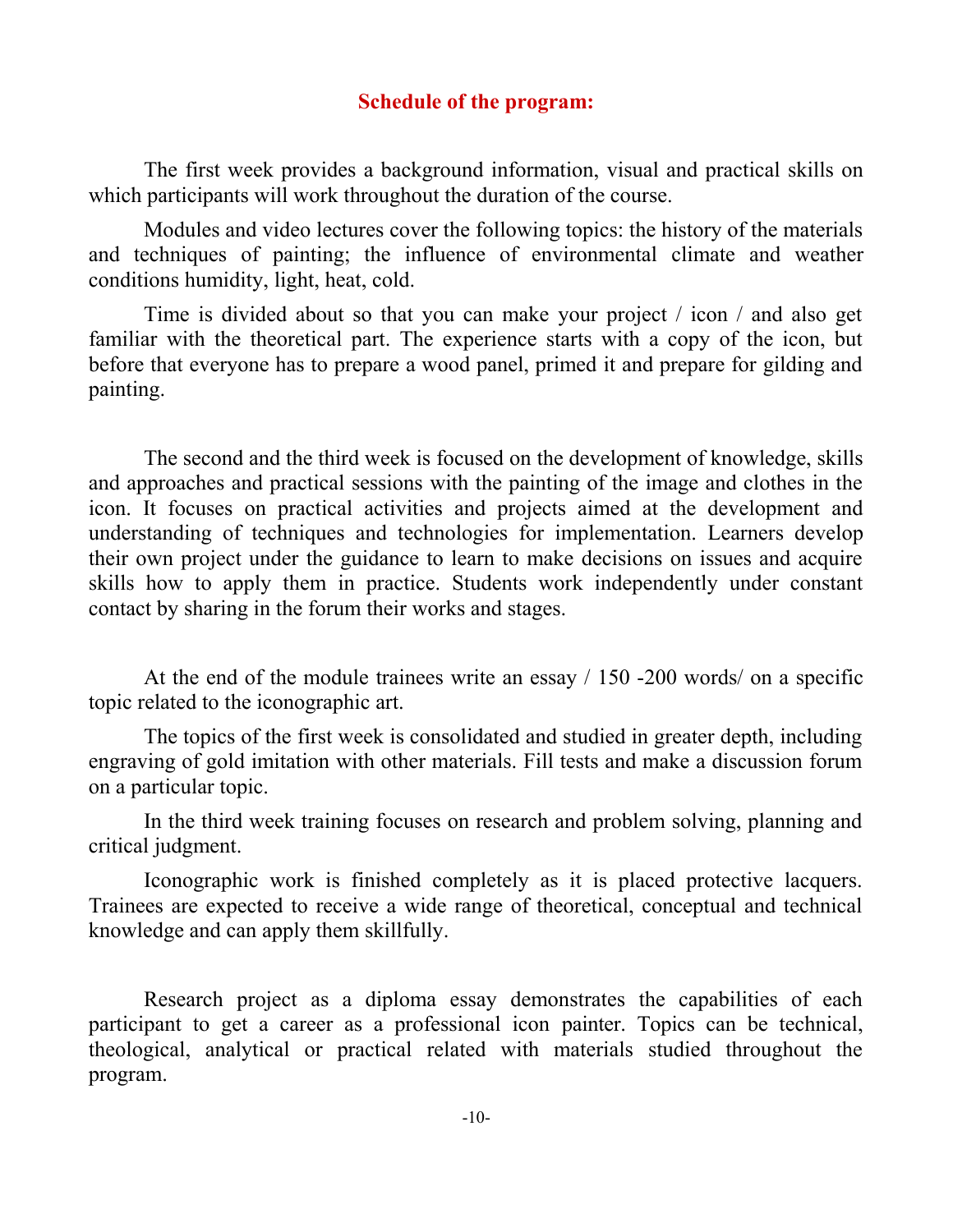## Schedule of the program:

The first week provides a background information, visual and practical skills on which participants will work throughout the duration of the course.

Modules and video lectures cover the following topics: the history of the materials and techniques of painting; the influence of environmental climate and weather conditions humidity, light, heat, cold.

Time is divided about so that you can make your project / icon / and also get familiar with the theoretical part. The experience starts with a copy of the icon, but before that everyone has to prepare a wood panel, primed it and prepare for gilding and painting.

The second and the third week is focused on the development of knowledge, skills and approaches and practical sessions with the painting of the image and clothes in the icon. It focuses on practical activities and projects aimed at the development and understanding of techniques and technologies for implementation. Learners develop their own project under the guidance to learn to make decisions on issues and acquire skills how to apply them in practice. Students work independently under constant contact by sharing in the forum their works and stages.

At the end of the module trainees write an essay / 150 -200 words/ on a specific topic related to the iconographic art.

The topics of the first week is consolidated and studied in greater depth, including engraving of gold imitation with other materials. Fill tests and make a discussion forum on a particular topic.

In the third week training focuses on research and problem solving, planning and critical judgment.

Iconographic work is finished completely as it is placed protective lacquers. Trainees are expected to receive a wide range of theoretical, conceptual and technical knowledge and can apply them skillfully.

Research project as a diploma essay demonstrates the capabilities of each participant to get a career as a professional icon painter. Topics can be technical, theological, analytical or practical related with materials studied throughout the program.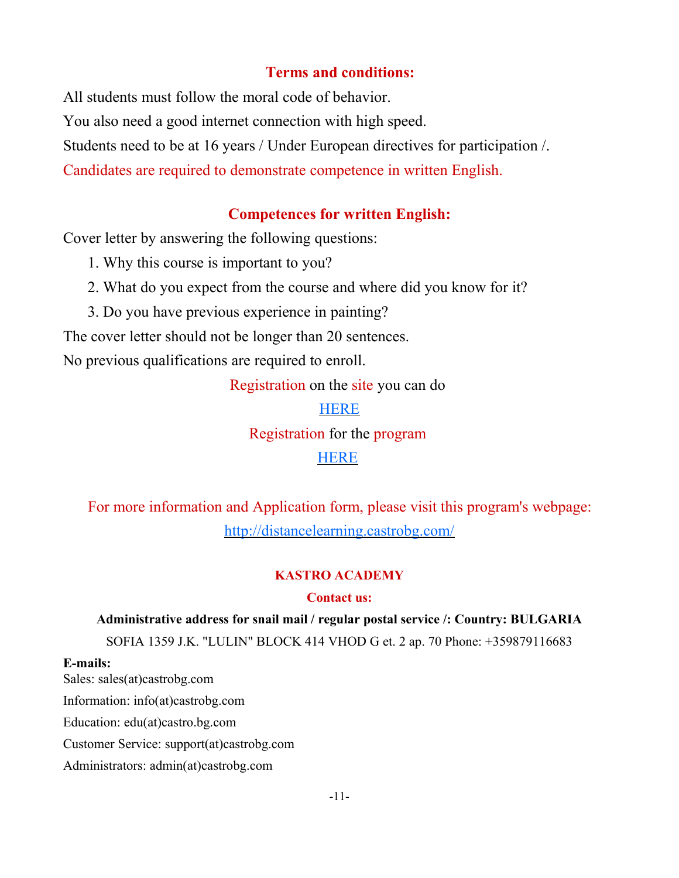## Terms and conditions:

All students must follow the moral code of behavior.

You also need a good internet connection with high speed.

Students need to be at 16 years / Under European directives for participation /.

Candidates are required to demonstrate competence in written English.

## Competences for written English:

Cover letter by answering the following questions:

1. Why this course is important to you?
2. What do you expect from the course and where did you know for it?
3. Do you have previous experience in painting?

The cover letter should not be longer than 20 sentences.

No previous qualifications are required to enroll.

Registration on the site you can do

[HERE]

Registration for the program

[HERE]

For more information and Application form, please visit this program's webpage:

http://distancelearning.castrobg.com/

**KASTRO ACADEMY**

**Contact us:**

**Administrative address for snail mail / regular postal service /: Country: BULGARIA**

SOFIA 1359 J.K. "LULIN" BLOCK 414 VHOD G et. 2 ap. 70 Phone: +359879116683

**E-mails:**

Sales: sales(at)castrobg.com

Information: info(at)castrobg.com

Education: edu(at)castro.bg.com

Customer Service: support(at)castrobg.com

Administrators: admin(at)castrobg.com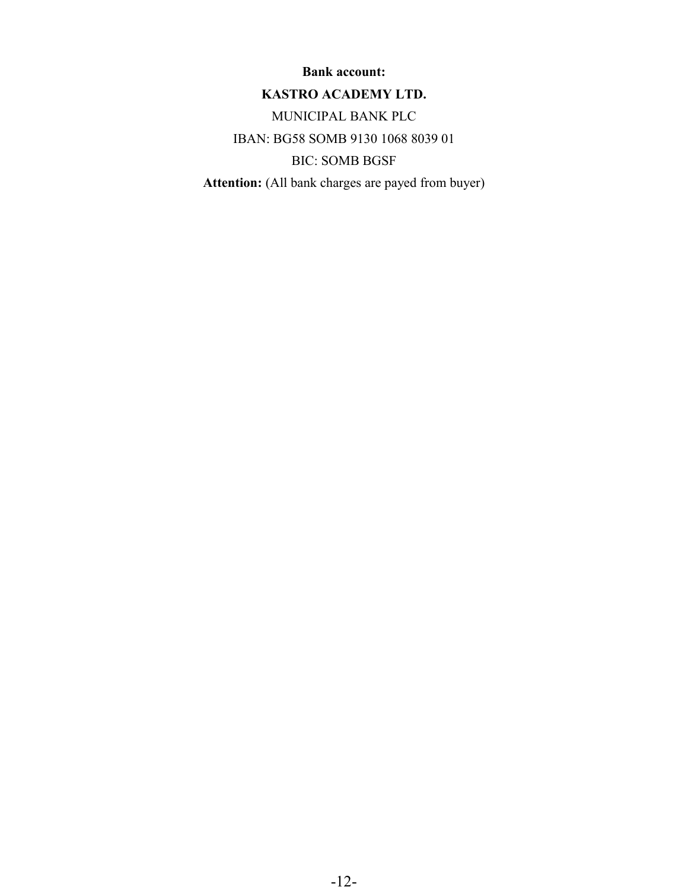**Bank account:**

**KASTRO ACADEMY LTD.**

MUNICIPAL BANK PLC

IBAN: BG58 SOMB 9130 1068 8039 01

BIC: SOMB BGSF

**Attention:** (All bank charges are payed from buyer)